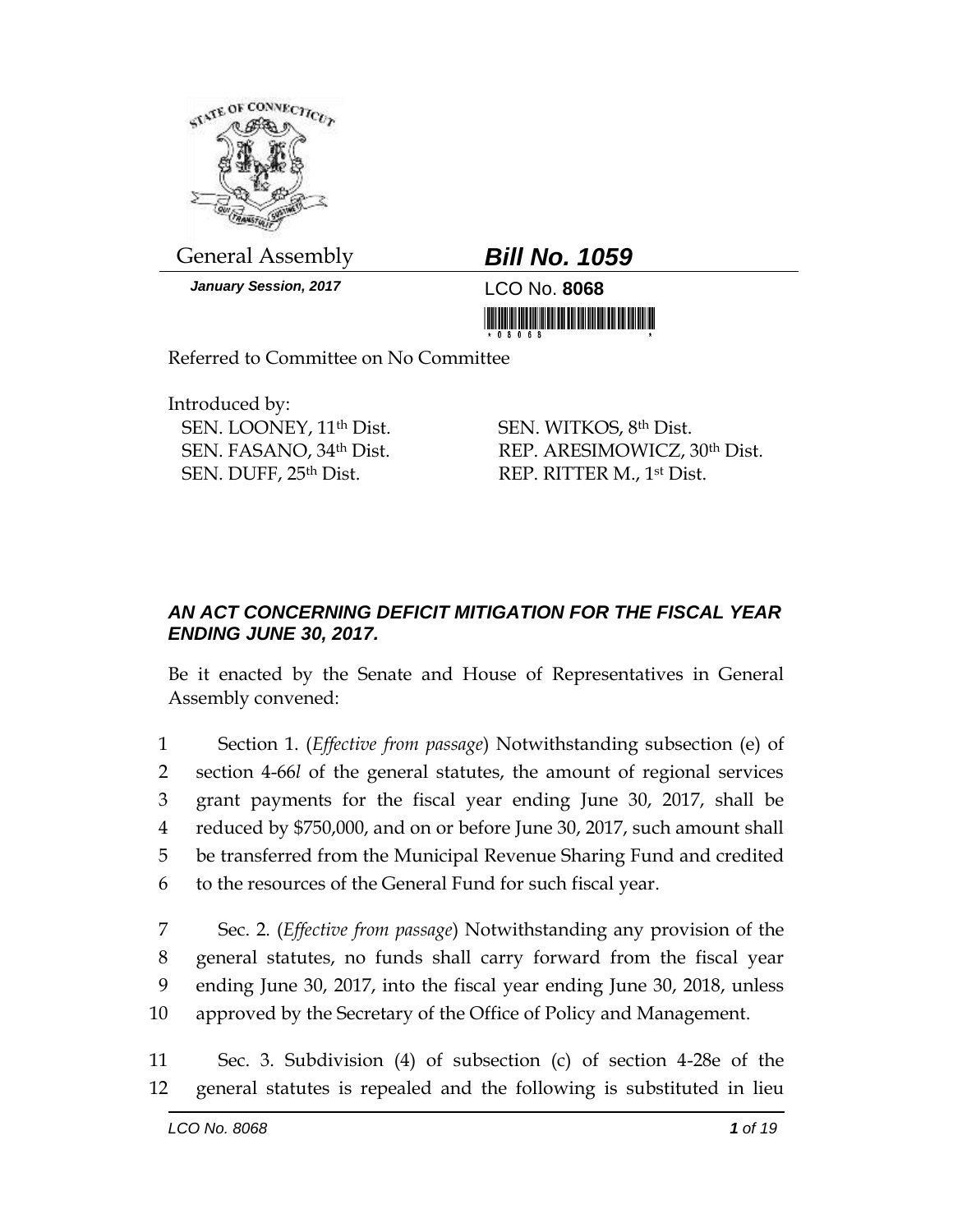General Assembly

**_Bill No. 1059_**

***January Session, 2017***

LCO No. **8068**

Referred to Committee on No Committee

Introduced by:

SEN. LOONEY, 11th Dist.
SEN. FASANO, 34th Dist.
SEN. DUFF, 25th Dist.
SEN. WITKOS, 8th Dist.
REP. ARESIMOWICZ, 30th Dist.
REP. RITTER M., 1st Dist.

### *AN ACT CONCERNING DEFICIT MITIGATION FOR THE FISCAL YEAR ENDING JUNE 30, 2017.*

Be it enacted by the Senate and House of Representatives in General Assembly convened:

1 Section 1. (*Effective from passage*) Notwithstanding subsection (e) of
2 section 4-66*l* of the general statutes, the amount of regional services
3 grant payments for the fiscal year ending June 30, 2017, shall be
4 reduced by $750,000, and on or before June 30, 2017, such amount shall
5 be transferred from the Municipal Revenue Sharing Fund and credited
6 to the resources of the General Fund for such fiscal year.

7 Sec. 2. (*Effective from passage*) Notwithstanding any provision of the
8 general statutes, no funds shall carry forward from the fiscal year
9 ending June 30, 2017, into the fiscal year ending June 30, 2018, unless
10 approved by the Secretary of the Office of Policy and Management.

11 Sec. 3. Subdivision (4) of subsection (c) of section 4-28e of the
12 general statutes is repealed and the following is substituted in lieu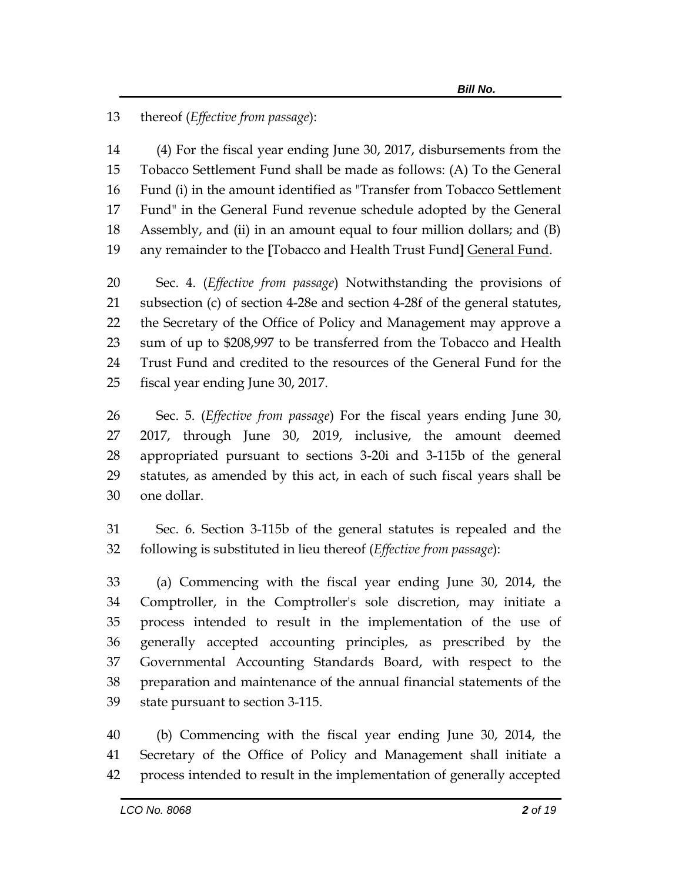13 thereof (*Effective from passage*):

14 (4) For the fiscal year ending June 30, 2017, disbursements from the
15 Tobacco Settlement Fund shall be made as follows: (A) To the General
16 Fund (i) in the amount identified as "Transfer from Tobacco Settlement
17 Fund" in the General Fund revenue schedule adopted by the General
18 Assembly, and (ii) in an amount equal to four million dollars; and (B)
19 any remainder to the **[**Tobacco and Health Trust Fund**]** <u>General Fund</u>.

20 Sec. 4. (*Effective from passage*) Notwithstanding the provisions of
21 subsection (c) of section 4-28e and section 4-28f of the general statutes,
22 the Secretary of the Office of Policy and Management may approve a
23 sum of up to $208,997 to be transferred from the Tobacco and Health
24 Trust Fund and credited to the resources of the General Fund for the
25 fiscal year ending June 30, 2017.

26 Sec. 5. (*Effective from passage*) For the fiscal years ending June 30,
27 2017, through June 30, 2019, inclusive, the amount deemed
28 appropriated pursuant to sections 3-20i and 3-115b of the general
29 statutes, as amended by this act, in each of such fiscal years shall be
30 one dollar.

31 Sec. 6. Section 3-115b of the general statutes is repealed and the
32 following is substituted in lieu thereof (*Effective from passage*):

33 (a) Commencing with the fiscal year ending June 30, 2014, the
34 Comptroller, in the Comptroller's sole discretion, may initiate a
35 process intended to result in the implementation of the use of
36 generally accepted accounting principles, as prescribed by the
37 Governmental Accounting Standards Board, with respect to the
38 preparation and maintenance of the annual financial statements of the
39 state pursuant to section 3-115.

40 (b) Commencing with the fiscal year ending June 30, 2014, the
41 Secretary of the Office of Policy and Management shall initiate a
42 process intended to result in the implementation of generally accepted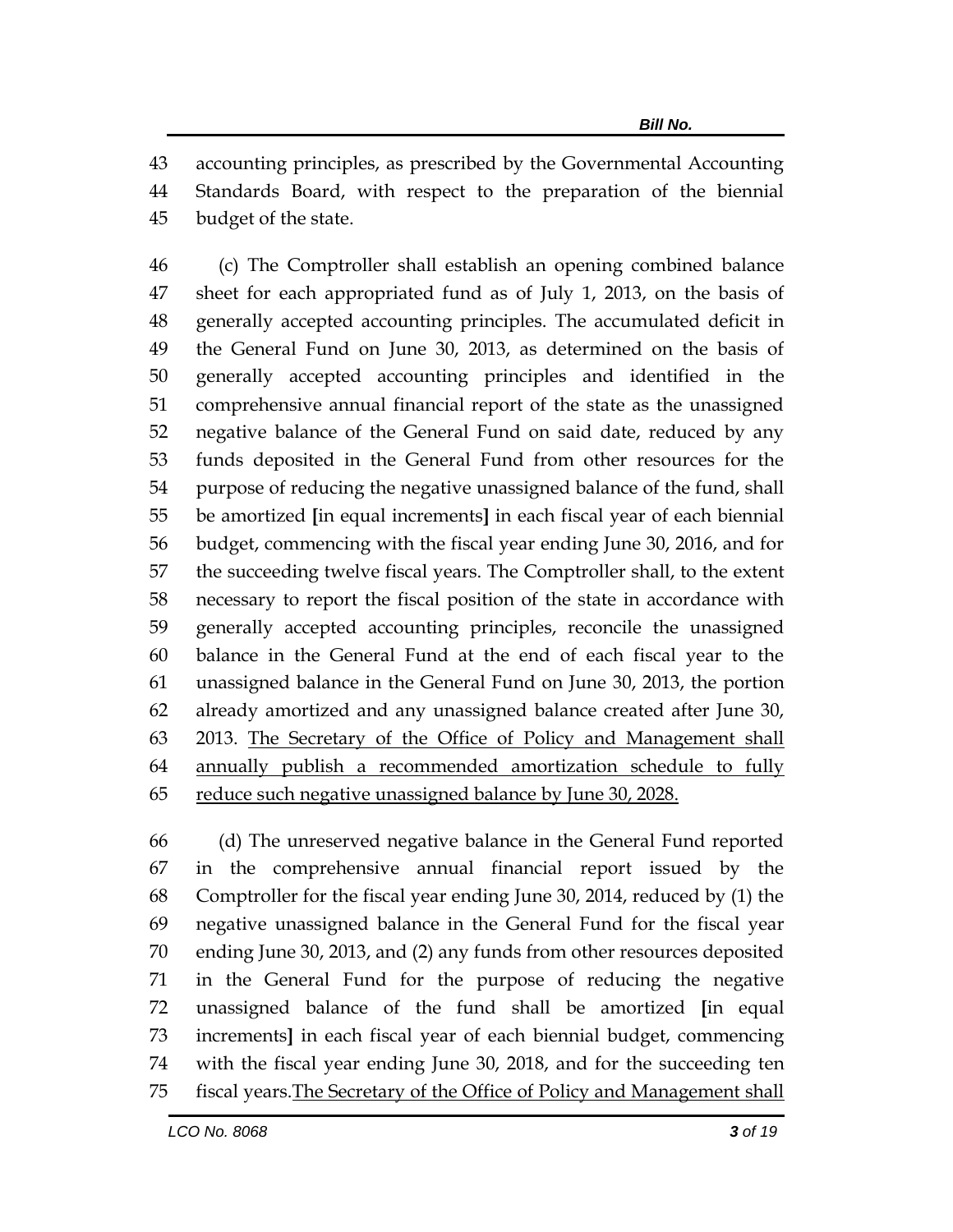accounting principles, as prescribed by the Governmental Accounting Standards Board, with respect to the preparation of the biennial budget of the state.

(c) The Comptroller shall establish an opening combined balance sheet for each appropriated fund as of July 1, 2013, on the basis of generally accepted accounting principles. The accumulated deficit in the General Fund on June 30, 2013, as determined on the basis of generally accepted accounting principles and identified in the comprehensive annual financial report of the state as the unassigned negative balance of the General Fund on said date, reduced by any funds deposited in the General Fund from other resources for the purpose of reducing the negative unassigned balance of the fund, shall be amortized **[**in equal increments**]** in each fiscal year of each biennial budget, commencing with the fiscal year ending June 30, 2016, and for the succeeding twelve fiscal years. The Comptroller shall, to the extent necessary to report the fiscal position of the state in accordance with generally accepted accounting principles, reconcile the unassigned balance in the General Fund at the end of each fiscal year to the unassigned balance in the General Fund on June 30, 2013, the portion already amortized and any unassigned balance created after June 30, 2013. <u>The Secretary of the Office of Policy and Management shall annually publish a recommended amortization schedule to fully reduce such negative unassigned balance by June 30, 2028.</u>

(d) The unreserved negative balance in the General Fund reported in the comprehensive annual financial report issued by the Comptroller for the fiscal year ending June 30, 2014, reduced by (1) the negative unassigned balance in the General Fund for the fiscal year ending June 30, 2013, and (2) any funds from other resources deposited in the General Fund for the purpose of reducing the negative unassigned balance of the fund shall be amortized **[**in equal increments**]** in each fiscal year of each biennial budget, commencing with the fiscal year ending June 30, 2018, and for the succeeding ten fiscal years.<u>The Secretary of the Office of Policy and Management shall</u>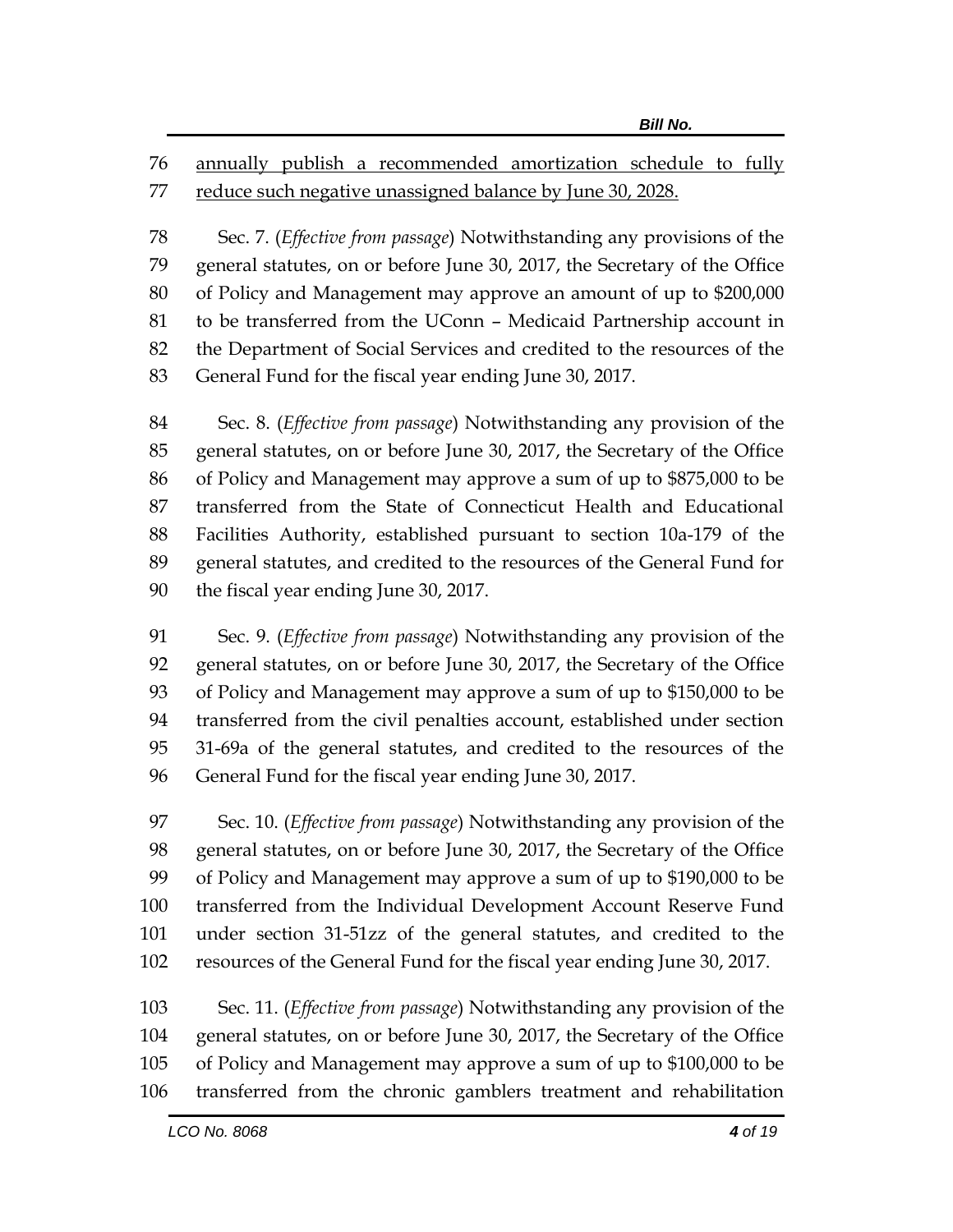<u>annually publish a recommended amortization schedule to fully reduce such negative unassigned balance by June 30, 2028.</u>

Sec. 7. (*Effective from passage*) Notwithstanding any provisions of the general statutes, on or before June 30, 2017, the Secretary of the Office of Policy and Management may approve an amount of up to $200,000 to be transferred from the UConn – Medicaid Partnership account in the Department of Social Services and credited to the resources of the General Fund for the fiscal year ending June 30, 2017.

Sec. 8. (*Effective from passage*) Notwithstanding any provision of the general statutes, on or before June 30, 2017, the Secretary of the Office of Policy and Management may approve a sum of up to $875,000 to be transferred from the State of Connecticut Health and Educational Facilities Authority, established pursuant to section 10a-179 of the general statutes, and credited to the resources of the General Fund for the fiscal year ending June 30, 2017.

Sec. 9. (*Effective from passage*) Notwithstanding any provision of the general statutes, on or before June 30, 2017, the Secretary of the Office of Policy and Management may approve a sum of up to $150,000 to be transferred from the civil penalties account, established under section 31-69a of the general statutes, and credited to the resources of the General Fund for the fiscal year ending June 30, 2017.

Sec. 10. (*Effective from passage*) Notwithstanding any provision of the general statutes, on or before June 30, 2017, the Secretary of the Office of Policy and Management may approve a sum of up to $190,000 to be transferred from the Individual Development Account Reserve Fund under section 31-51zz of the general statutes, and credited to the resources of the General Fund for the fiscal year ending June 30, 2017.

Sec. 11. (*Effective from passage*) Notwithstanding any provision of the general statutes, on or before June 30, 2017, the Secretary of the Office of Policy and Management may approve a sum of up to $100,000 to be transferred from the chronic gamblers treatment and rehabilitation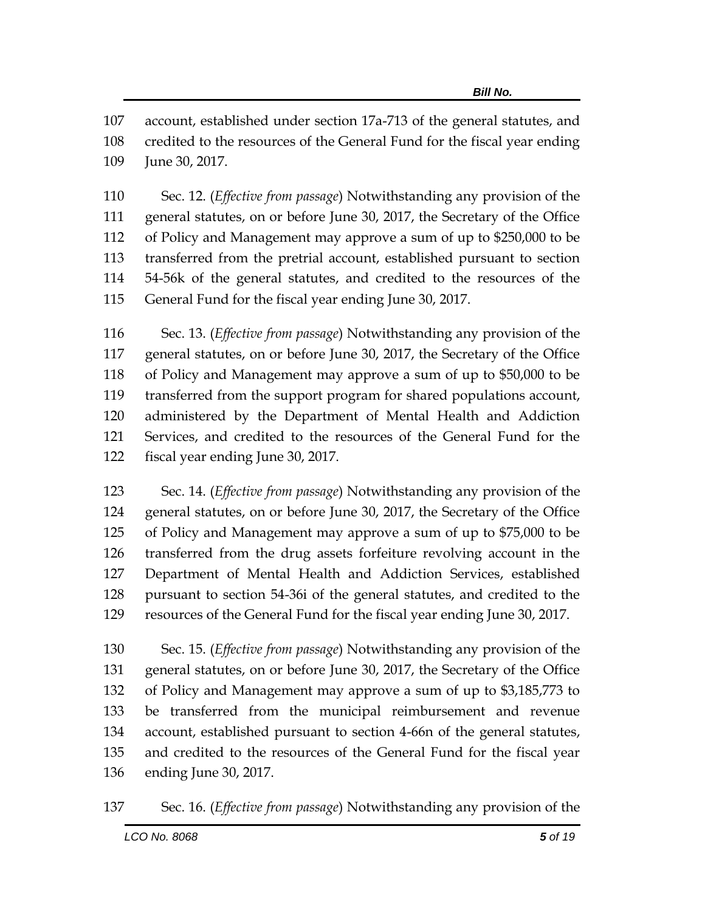account, established under section 17a-713 of the general statutes, and credited to the resources of the General Fund for the fiscal year ending June 30, 2017.

Sec. 12. (*Effective from passage*) Notwithstanding any provision of the general statutes, on or before June 30, 2017, the Secretary of the Office of Policy and Management may approve a sum of up to $250,000 to be transferred from the pretrial account, established pursuant to section 54-56k of the general statutes, and credited to the resources of the General Fund for the fiscal year ending June 30, 2017.

Sec. 13. (*Effective from passage*) Notwithstanding any provision of the general statutes, on or before June 30, 2017, the Secretary of the Office of Policy and Management may approve a sum of up to $50,000 to be transferred from the support program for shared populations account, administered by the Department of Mental Health and Addiction Services, and credited to the resources of the General Fund for the fiscal year ending June 30, 2017.

Sec. 14. (*Effective from passage*) Notwithstanding any provision of the general statutes, on or before June 30, 2017, the Secretary of the Office of Policy and Management may approve a sum of up to $75,000 to be transferred from the drug assets forfeiture revolving account in the Department of Mental Health and Addiction Services, established pursuant to section 54-36i of the general statutes, and credited to the resources of the General Fund for the fiscal year ending June 30, 2017.

Sec. 15. (*Effective from passage*) Notwithstanding any provision of the general statutes, on or before June 30, 2017, the Secretary of the Office of Policy and Management may approve a sum of up to $3,185,773 to be transferred from the municipal reimbursement and revenue account, established pursuant to section 4-66n of the general statutes, and credited to the resources of the General Fund for the fiscal year ending June 30, 2017.

Sec. 16. (*Effective from passage*) Notwithstanding any provision of the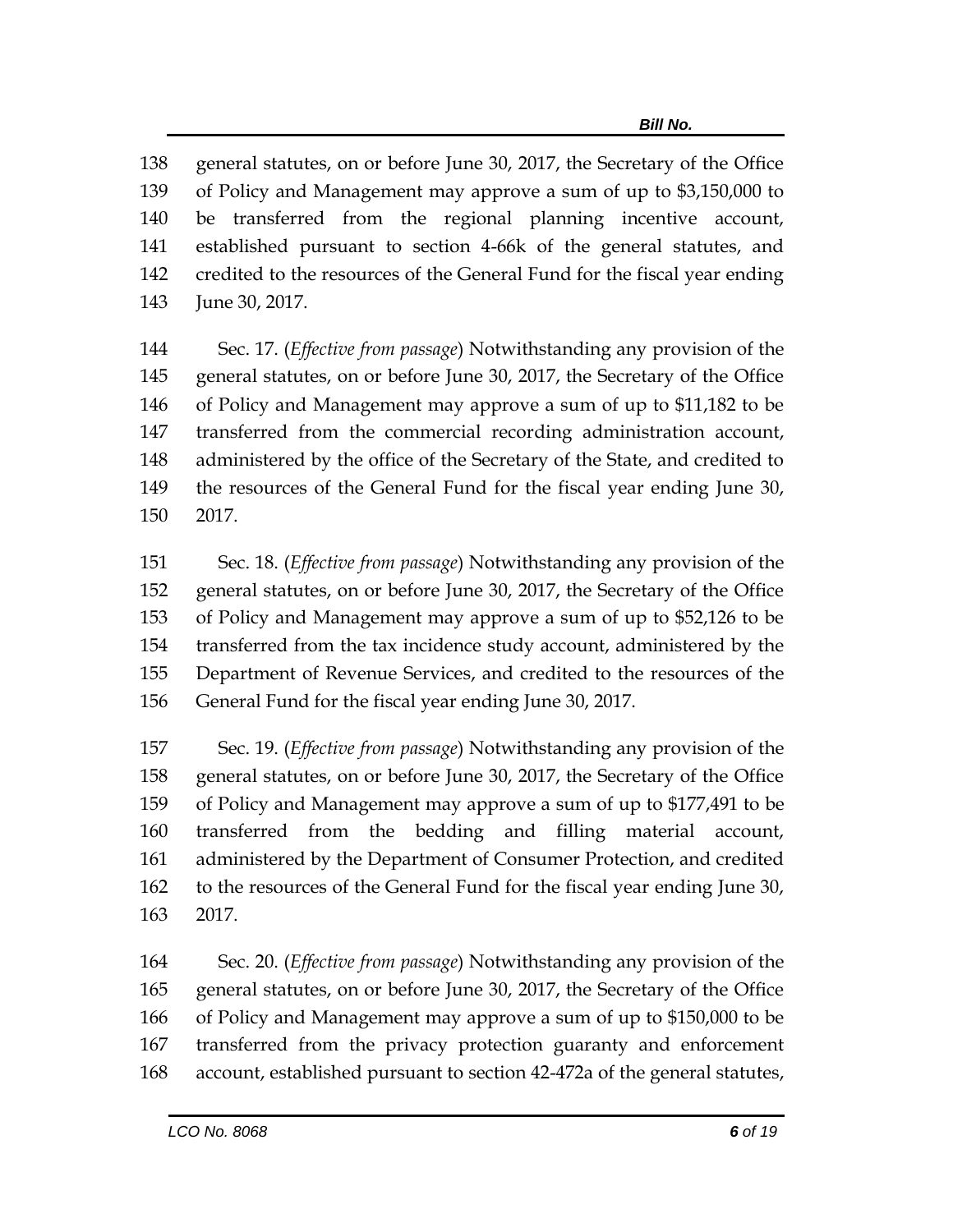general statutes, on or before June 30, 2017, the Secretary of the Office of Policy and Management may approve a sum of up to $3,150,000 to be transferred from the regional planning incentive account, established pursuant to section 4-66k of the general statutes, and credited to the resources of the General Fund for the fiscal year ending June 30, 2017.

Sec. 17. (*Effective from passage*) Notwithstanding any provision of the general statutes, on or before June 30, 2017, the Secretary of the Office of Policy and Management may approve a sum of up to $11,182 to be transferred from the commercial recording administration account, administered by the office of the Secretary of the State, and credited to the resources of the General Fund for the fiscal year ending June 30, 2017.

Sec. 18. (*Effective from passage*) Notwithstanding any provision of the general statutes, on or before June 30, 2017, the Secretary of the Office of Policy and Management may approve a sum of up to $52,126 to be transferred from the tax incidence study account, administered by the Department of Revenue Services, and credited to the resources of the General Fund for the fiscal year ending June 30, 2017.

Sec. 19. (*Effective from passage*) Notwithstanding any provision of the general statutes, on or before June 30, 2017, the Secretary of the Office of Policy and Management may approve a sum of up to $177,491 to be transferred from the bedding and filling material account, administered by the Department of Consumer Protection, and credited to the resources of the General Fund for the fiscal year ending June 30, 2017.

Sec. 20. (*Effective from passage*) Notwithstanding any provision of the general statutes, on or before June 30, 2017, the Secretary of the Office of Policy and Management may approve a sum of up to $150,000 to be transferred from the privacy protection guaranty and enforcement account, established pursuant to section 42-472a of the general statutes,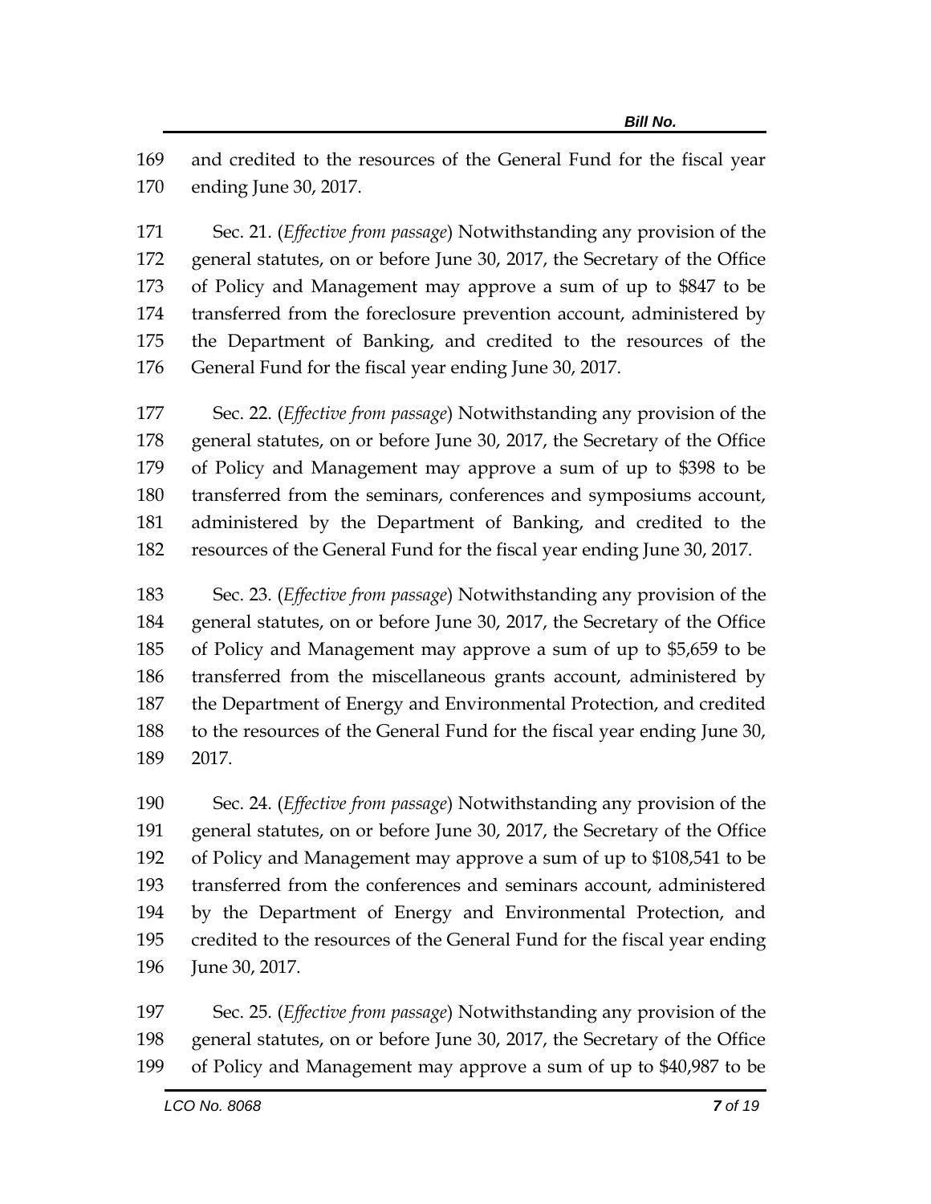and credited to the resources of the General Fund for the fiscal year ending June 30, 2017.

Sec. 21. (*Effective from passage*) Notwithstanding any provision of the general statutes, on or before June 30, 2017, the Secretary of the Office of Policy and Management may approve a sum of up to $847 to be transferred from the foreclosure prevention account, administered by the Department of Banking, and credited to the resources of the General Fund for the fiscal year ending June 30, 2017.

Sec. 22. (*Effective from passage*) Notwithstanding any provision of the general statutes, on or before June 30, 2017, the Secretary of the Office of Policy and Management may approve a sum of up to $398 to be transferred from the seminars, conferences and symposiums account, administered by the Department of Banking, and credited to the resources of the General Fund for the fiscal year ending June 30, 2017.

Sec. 23. (*Effective from passage*) Notwithstanding any provision of the general statutes, on or before June 30, 2017, the Secretary of the Office of Policy and Management may approve a sum of up to $5,659 to be transferred from the miscellaneous grants account, administered by the Department of Energy and Environmental Protection, and credited to the resources of the General Fund for the fiscal year ending June 30, 2017.

Sec. 24. (*Effective from passage*) Notwithstanding any provision of the general statutes, on or before June 30, 2017, the Secretary of the Office of Policy and Management may approve a sum of up to $108,541 to be transferred from the conferences and seminars account, administered by the Department of Energy and Environmental Protection, and credited to the resources of the General Fund for the fiscal year ending June 30, 2017.

Sec. 25. (*Effective from passage*) Notwithstanding any provision of the general statutes, on or before June 30, 2017, the Secretary of the Office of Policy and Management may approve a sum of up to $40,987 to be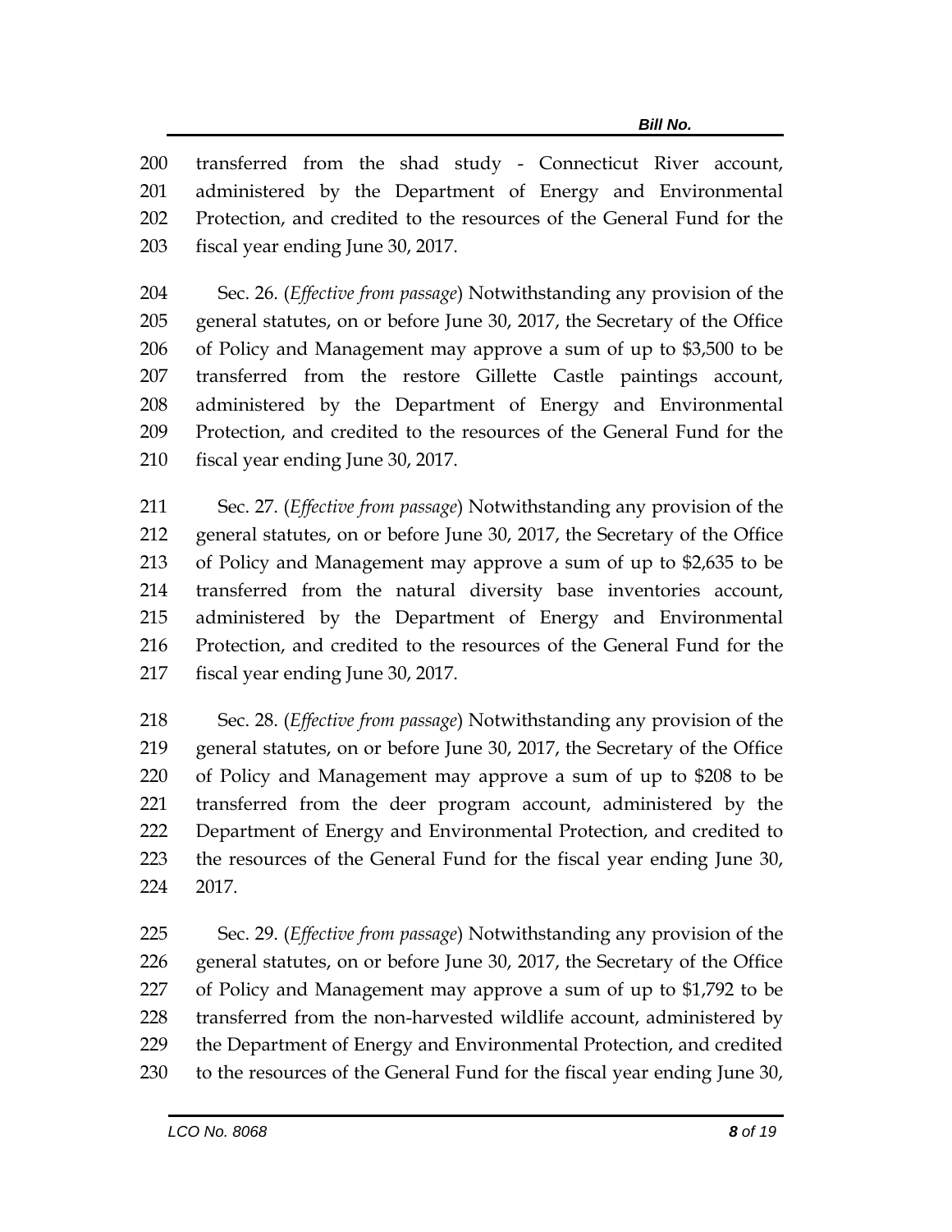transferred from the shad study - Connecticut River account, administered by the Department of Energy and Environmental Protection, and credited to the resources of the General Fund for the fiscal year ending June 30, 2017.

Sec. 26. (*Effective from passage*) Notwithstanding any provision of the general statutes, on or before June 30, 2017, the Secretary of the Office of Policy and Management may approve a sum of up to $3,500 to be transferred from the restore Gillette Castle paintings account, administered by the Department of Energy and Environmental Protection, and credited to the resources of the General Fund for the fiscal year ending June 30, 2017.

Sec. 27. (*Effective from passage*) Notwithstanding any provision of the general statutes, on or before June 30, 2017, the Secretary of the Office of Policy and Management may approve a sum of up to $2,635 to be transferred from the natural diversity base inventories account, administered by the Department of Energy and Environmental Protection, and credited to the resources of the General Fund for the fiscal year ending June 30, 2017.

Sec. 28. (*Effective from passage*) Notwithstanding any provision of the general statutes, on or before June 30, 2017, the Secretary of the Office of Policy and Management may approve a sum of up to $208 to be transferred from the deer program account, administered by the Department of Energy and Environmental Protection, and credited to the resources of the General Fund for the fiscal year ending June 30, 2017.

Sec. 29. (*Effective from passage*) Notwithstanding any provision of the general statutes, on or before June 30, 2017, the Secretary of the Office of Policy and Management may approve a sum of up to $1,792 to be transferred from the non-harvested wildlife account, administered by the Department of Energy and Environmental Protection, and credited to the resources of the General Fund for the fiscal year ending June 30,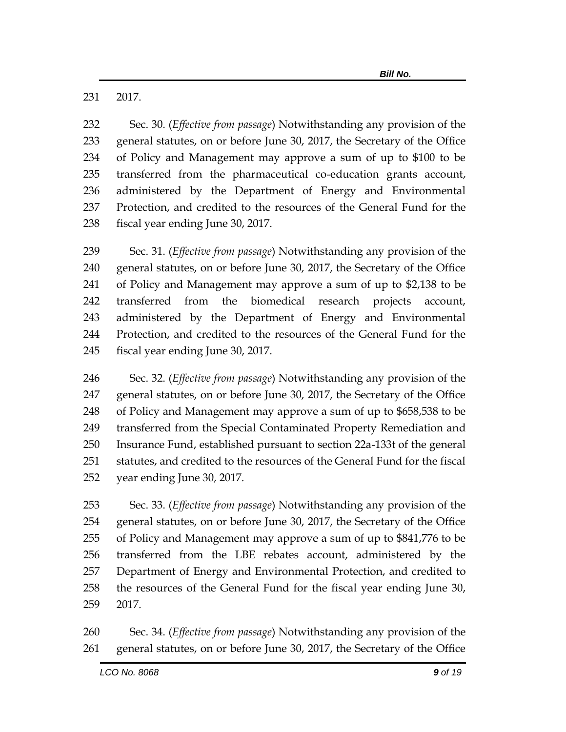2017.

Sec. 30. (*Effective from passage*) Notwithstanding any provision of the general statutes, on or before June 30, 2017, the Secretary of the Office of Policy and Management may approve a sum of up to $100 to be transferred from the pharmaceutical co-education grants account, administered by the Department of Energy and Environmental Protection, and credited to the resources of the General Fund for the fiscal year ending June 30, 2017.

Sec. 31. (*Effective from passage*) Notwithstanding any provision of the general statutes, on or before June 30, 2017, the Secretary of the Office of Policy and Management may approve a sum of up to $2,138 to be transferred from the biomedical research projects account, administered by the Department of Energy and Environmental Protection, and credited to the resources of the General Fund for the fiscal year ending June 30, 2017.

Sec. 32. (*Effective from passage*) Notwithstanding any provision of the general statutes, on or before June 30, 2017, the Secretary of the Office of Policy and Management may approve a sum of up to $658,538 to be transferred from the Special Contaminated Property Remediation and Insurance Fund, established pursuant to section 22a-133t of the general statutes, and credited to the resources of the General Fund for the fiscal year ending June 30, 2017.

Sec. 33. (*Effective from passage*) Notwithstanding any provision of the general statutes, on or before June 30, 2017, the Secretary of the Office of Policy and Management may approve a sum of up to $841,776 to be transferred from the LBE rebates account, administered by the Department of Energy and Environmental Protection, and credited to the resources of the General Fund for the fiscal year ending June 30, 2017.

Sec. 34. (*Effective from passage*) Notwithstanding any provision of the general statutes, on or before June 30, 2017, the Secretary of the Office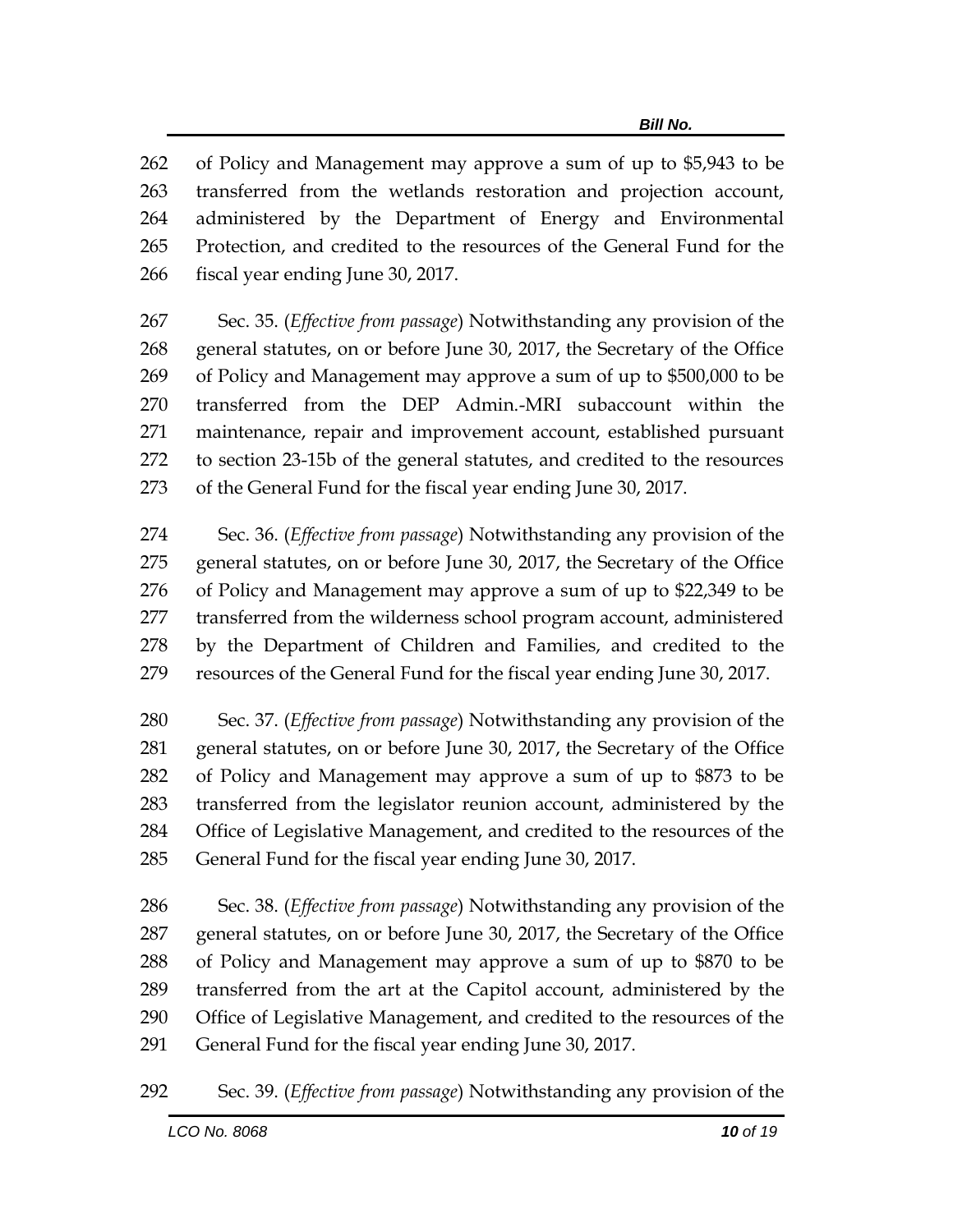262 of Policy and Management may approve a sum of up to $5,943 to be
263 transferred from the wetlands restoration and projection account,
264 administered by the Department of Energy and Environmental
265 Protection, and credited to the resources of the General Fund for the
266 fiscal year ending June 30, 2017.

267 Sec. 35. (*Effective from passage*) Notwithstanding any provision of the
268 general statutes, on or before June 30, 2017, the Secretary of the Office
269 of Policy and Management may approve a sum of up to $500,000 to be
270 transferred from the DEP Admin.-MRI subaccount within the
271 maintenance, repair and improvement account, established pursuant
272 to section 23-15b of the general statutes, and credited to the resources
273 of the General Fund for the fiscal year ending June 30, 2017.

274 Sec. 36. (*Effective from passage*) Notwithstanding any provision of the
275 general statutes, on or before June 30, 2017, the Secretary of the Office
276 of Policy and Management may approve a sum of up to $22,349 to be
277 transferred from the wilderness school program account, administered
278 by the Department of Children and Families, and credited to the
279 resources of the General Fund for the fiscal year ending June 30, 2017.

280 Sec. 37. (*Effective from passage*) Notwithstanding any provision of the
281 general statutes, on or before June 30, 2017, the Secretary of the Office
282 of Policy and Management may approve a sum of up to $873 to be
283 transferred from the legislator reunion account, administered by the
284 Office of Legislative Management, and credited to the resources of the
285 General Fund for the fiscal year ending June 30, 2017.

286 Sec. 38. (*Effective from passage*) Notwithstanding any provision of the
287 general statutes, on or before June 30, 2017, the Secretary of the Office
288 of Policy and Management may approve a sum of up to $870 to be
289 transferred from the art at the Capitol account, administered by the
290 Office of Legislative Management, and credited to the resources of the
291 General Fund for the fiscal year ending June 30, 2017.

292 Sec. 39. (*Effective from passage*) Notwithstanding any provision of the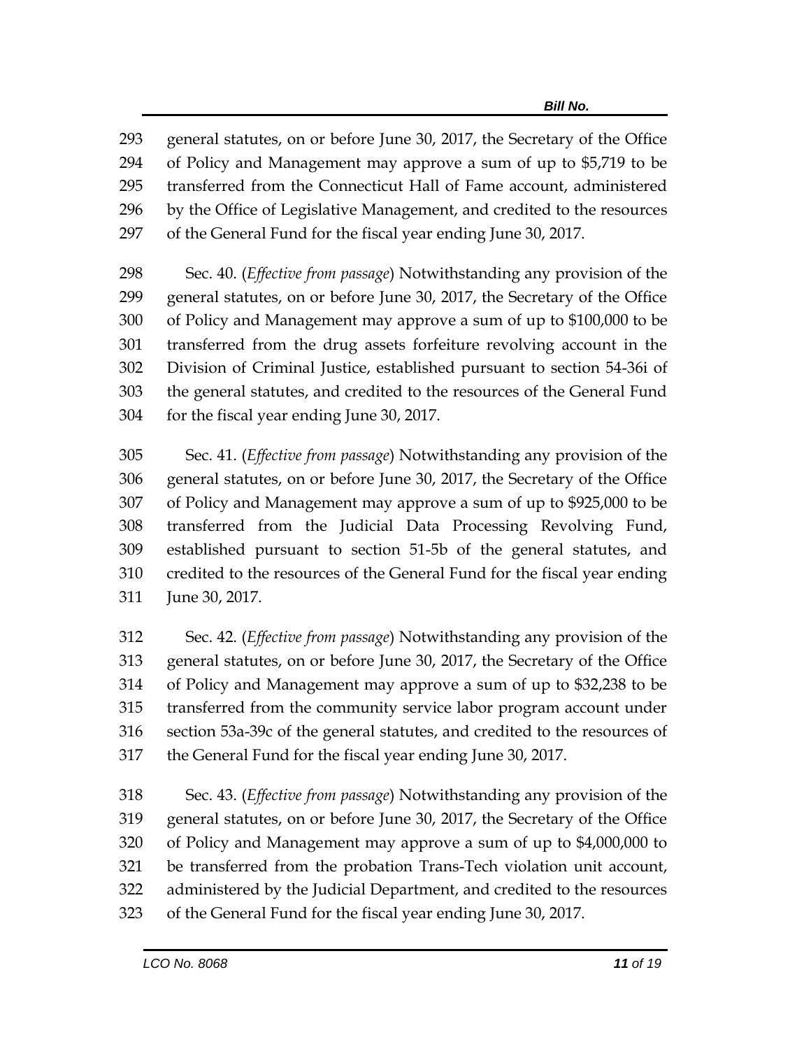general statutes, on or before June 30, 2017, the Secretary of the Office of Policy and Management may approve a sum of up to $5,719 to be transferred from the Connecticut Hall of Fame account, administered by the Office of Legislative Management, and credited to the resources of the General Fund for the fiscal year ending June 30, 2017.

Sec. 40. (*Effective from passage*) Notwithstanding any provision of the general statutes, on or before June 30, 2017, the Secretary of the Office of Policy and Management may approve a sum of up to $100,000 to be transferred from the drug assets forfeiture revolving account in the Division of Criminal Justice, established pursuant to section 54-36i of the general statutes, and credited to the resources of the General Fund for the fiscal year ending June 30, 2017.

Sec. 41. (*Effective from passage*) Notwithstanding any provision of the general statutes, on or before June 30, 2017, the Secretary of the Office of Policy and Management may approve a sum of up to $925,000 to be transferred from the Judicial Data Processing Revolving Fund, established pursuant to section 51-5b of the general statutes, and credited to the resources of the General Fund for the fiscal year ending June 30, 2017.

Sec. 42. (*Effective from passage*) Notwithstanding any provision of the general statutes, on or before June 30, 2017, the Secretary of the Office of Policy and Management may approve a sum of up to $32,238 to be transferred from the community service labor program account under section 53a-39c of the general statutes, and credited to the resources of the General Fund for the fiscal year ending June 30, 2017.

Sec. 43. (*Effective from passage*) Notwithstanding any provision of the general statutes, on or before June 30, 2017, the Secretary of the Office of Policy and Management may approve a sum of up to $4,000,000 to be transferred from the probation Trans-Tech violation unit account, administered by the Judicial Department, and credited to the resources of the General Fund for the fiscal year ending June 30, 2017.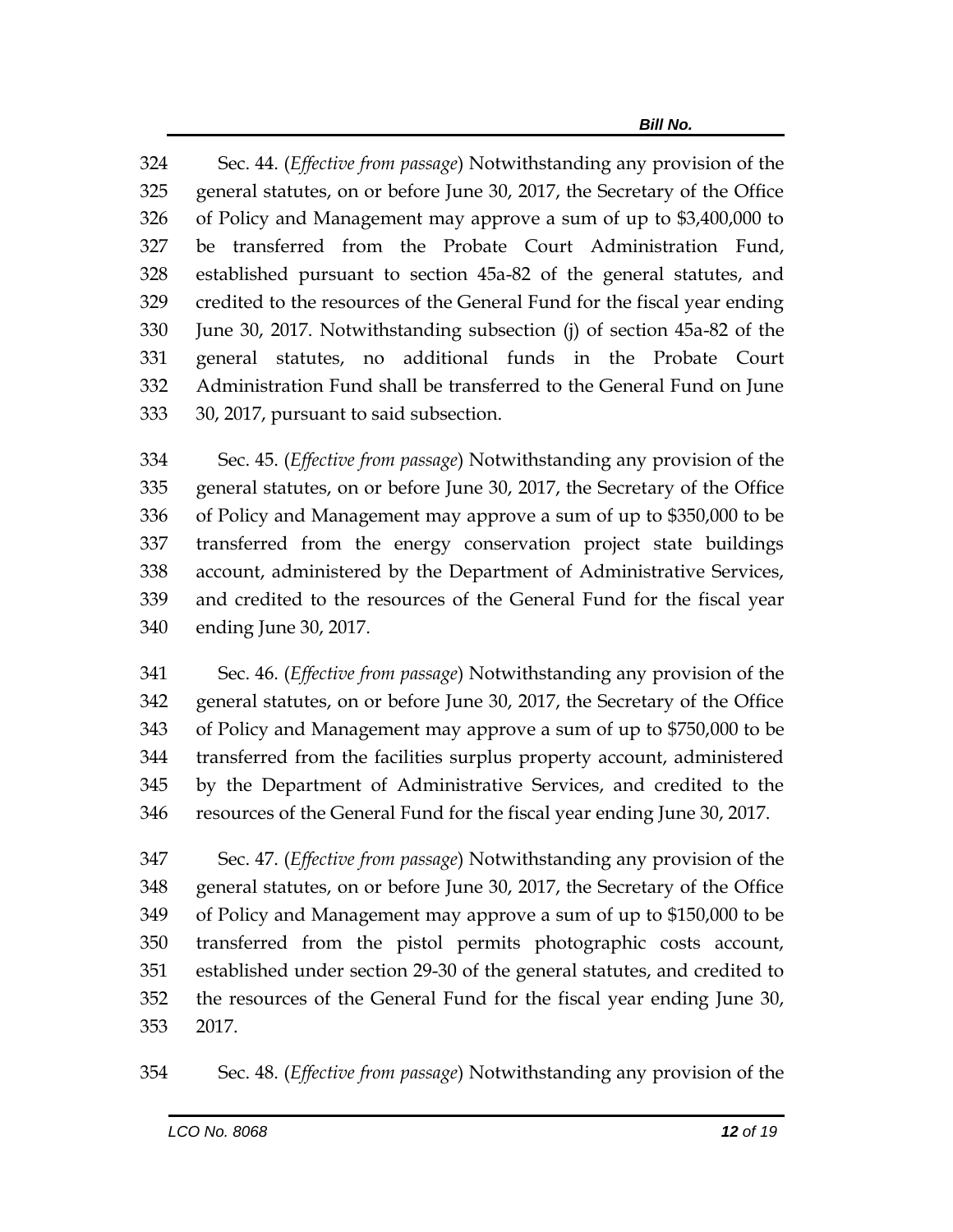324 Sec. 44. (*Effective from passage*) Notwithstanding any provision of the
325 general statutes, on or before June 30, 2017, the Secretary of the Office
326 of Policy and Management may approve a sum of up to $3,400,000 to
327 be transferred from the Probate Court Administration Fund,
328 established pursuant to section 45a-82 of the general statutes, and
329 credited to the resources of the General Fund for the fiscal year ending
330 June 30, 2017. Notwithstanding subsection (j) of section 45a-82 of the
331 general statutes, no additional funds in the Probate Court
332 Administration Fund shall be transferred to the General Fund on June
333 30, 2017, pursuant to said subsection.

334 Sec. 45. (*Effective from passage*) Notwithstanding any provision of the
335 general statutes, on or before June 30, 2017, the Secretary of the Office
336 of Policy and Management may approve a sum of up to $350,000 to be
337 transferred from the energy conservation project state buildings
338 account, administered by the Department of Administrative Services,
339 and credited to the resources of the General Fund for the fiscal year
340 ending June 30, 2017.

341 Sec. 46. (*Effective from passage*) Notwithstanding any provision of the
342 general statutes, on or before June 30, 2017, the Secretary of the Office
343 of Policy and Management may approve a sum of up to $750,000 to be
344 transferred from the facilities surplus property account, administered
345 by the Department of Administrative Services, and credited to the
346 resources of the General Fund for the fiscal year ending June 30, 2017.

347 Sec. 47. (*Effective from passage*) Notwithstanding any provision of the
348 general statutes, on or before June 30, 2017, the Secretary of the Office
349 of Policy and Management may approve a sum of up to $150,000 to be
350 transferred from the pistol permits photographic costs account,
351 established under section 29-30 of the general statutes, and credited to
352 the resources of the General Fund for the fiscal year ending June 30,
353 2017.

354 Sec. 48. (*Effective from passage*) Notwithstanding any provision of the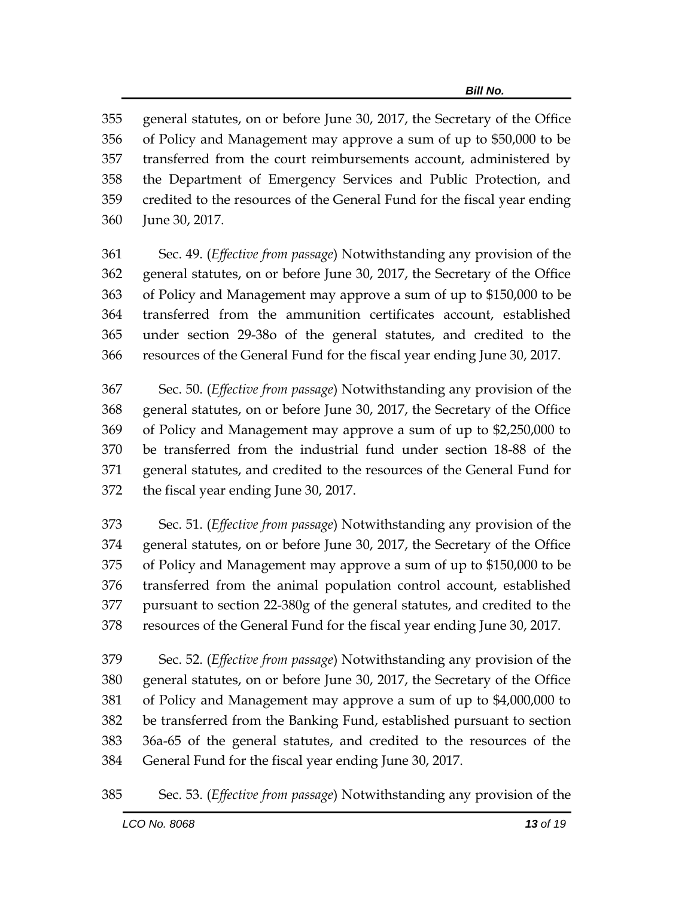general statutes, on or before June 30, 2017, the Secretary of the Office of Policy and Management may approve a sum of up to $50,000 to be transferred from the court reimbursements account, administered by the Department of Emergency Services and Public Protection, and credited to the resources of the General Fund for the fiscal year ending June 30, 2017.

Sec. 49. (*Effective from passage*) Notwithstanding any provision of the general statutes, on or before June 30, 2017, the Secretary of the Office of Policy and Management may approve a sum of up to $150,000 to be transferred from the ammunition certificates account, established under section 29-38o of the general statutes, and credited to the resources of the General Fund for the fiscal year ending June 30, 2017.

Sec. 50. (*Effective from passage*) Notwithstanding any provision of the general statutes, on or before June 30, 2017, the Secretary of the Office of Policy and Management may approve a sum of up to $2,250,000 to be transferred from the industrial fund under section 18-88 of the general statutes, and credited to the resources of the General Fund for the fiscal year ending June 30, 2017.

Sec. 51. (*Effective from passage*) Notwithstanding any provision of the general statutes, on or before June 30, 2017, the Secretary of the Office of Policy and Management may approve a sum of up to $150,000 to be transferred from the animal population control account, established pursuant to section 22-380g of the general statutes, and credited to the resources of the General Fund for the fiscal year ending June 30, 2017.

Sec. 52. (*Effective from passage*) Notwithstanding any provision of the general statutes, on or before June 30, 2017, the Secretary of the Office of Policy and Management may approve a sum of up to $4,000,000 to be transferred from the Banking Fund, established pursuant to section 36a-65 of the general statutes, and credited to the resources of the General Fund for the fiscal year ending June 30, 2017.

Sec. 53. (*Effective from passage*) Notwithstanding any provision of the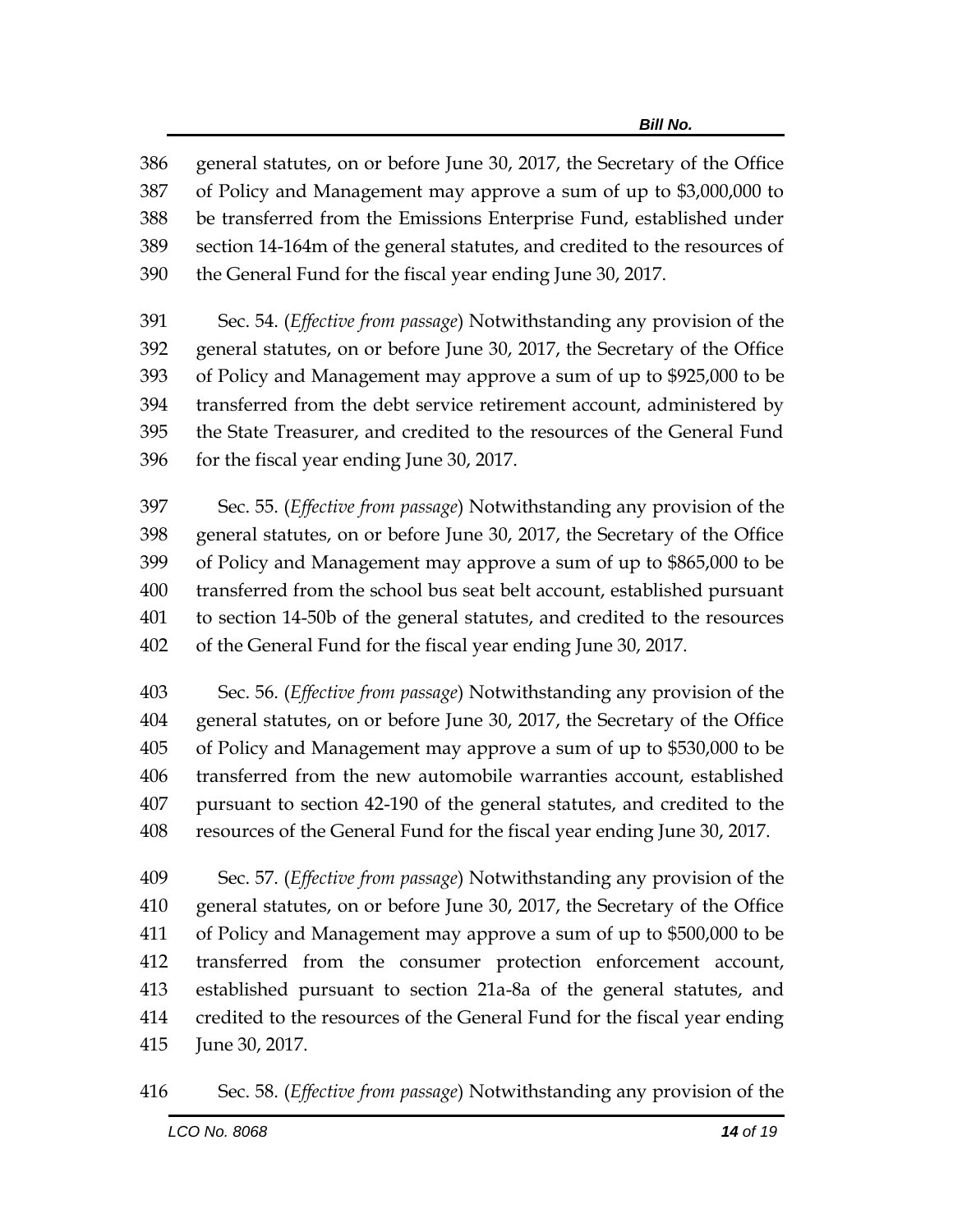386 general statutes, on or before June 30, 2017, the Secretary of the Office
387 of Policy and Management may approve a sum of up to $3,000,000 to
388 be transferred from the Emissions Enterprise Fund, established under
389 section 14-164m of the general statutes, and credited to the resources of
390 the General Fund for the fiscal year ending June 30, 2017.

391 Sec. 54. (*Effective from passage*) Notwithstanding any provision of the
392 general statutes, on or before June 30, 2017, the Secretary of the Office
393 of Policy and Management may approve a sum of up to $925,000 to be
394 transferred from the debt service retirement account, administered by
395 the State Treasurer, and credited to the resources of the General Fund
396 for the fiscal year ending June 30, 2017.

397 Sec. 55. (*Effective from passage*) Notwithstanding any provision of the
398 general statutes, on or before June 30, 2017, the Secretary of the Office
399 of Policy and Management may approve a sum of up to $865,000 to be
400 transferred from the school bus seat belt account, established pursuant
401 to section 14-50b of the general statutes, and credited to the resources
402 of the General Fund for the fiscal year ending June 30, 2017.

403 Sec. 56. (*Effective from passage*) Notwithstanding any provision of the
404 general statutes, on or before June 30, 2017, the Secretary of the Office
405 of Policy and Management may approve a sum of up to $530,000 to be
406 transferred from the new automobile warranties account, established
407 pursuant to section 42-190 of the general statutes, and credited to the
408 resources of the General Fund for the fiscal year ending June 30, 2017.

409 Sec. 57. (*Effective from passage*) Notwithstanding any provision of the
410 general statutes, on or before June 30, 2017, the Secretary of the Office
411 of Policy and Management may approve a sum of up to $500,000 to be
412 transferred from the consumer protection enforcement account,
413 established pursuant to section 21a-8a of the general statutes, and
414 credited to the resources of the General Fund for the fiscal year ending
415 June 30, 2017.

416 Sec. 58. (*Effective from passage*) Notwithstanding any provision of the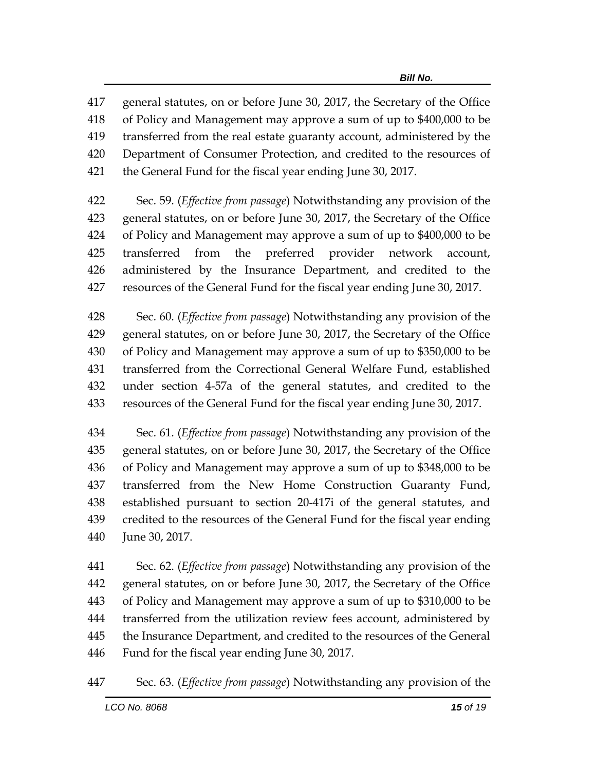general statutes, on or before June 30, 2017, the Secretary of the Office of Policy and Management may approve a sum of up to $400,000 to be transferred from the real estate guaranty account, administered by the Department of Consumer Protection, and credited to the resources of the General Fund for the fiscal year ending June 30, 2017.

Sec. 59. (*Effective from passage*) Notwithstanding any provision of the general statutes, on or before June 30, 2017, the Secretary of the Office of Policy and Management may approve a sum of up to $400,000 to be transferred from the preferred provider network account, administered by the Insurance Department, and credited to the resources of the General Fund for the fiscal year ending June 30, 2017.

Sec. 60. (*Effective from passage*) Notwithstanding any provision of the general statutes, on or before June 30, 2017, the Secretary of the Office of Policy and Management may approve a sum of up to $350,000 to be transferred from the Correctional General Welfare Fund, established under section 4-57a of the general statutes, and credited to the resources of the General Fund for the fiscal year ending June 30, 2017.

Sec. 61. (*Effective from passage*) Notwithstanding any provision of the general statutes, on or before June 30, 2017, the Secretary of the Office of Policy and Management may approve a sum of up to $348,000 to be transferred from the New Home Construction Guaranty Fund, established pursuant to section 20-417i of the general statutes, and credited to the resources of the General Fund for the fiscal year ending June 30, 2017.

Sec. 62. (*Effective from passage*) Notwithstanding any provision of the general statutes, on or before June 30, 2017, the Secretary of the Office of Policy and Management may approve a sum of up to $310,000 to be transferred from the utilization review fees account, administered by the Insurance Department, and credited to the resources of the General Fund for the fiscal year ending June 30, 2017.

Sec. 63. (*Effective from passage*) Notwithstanding any provision of the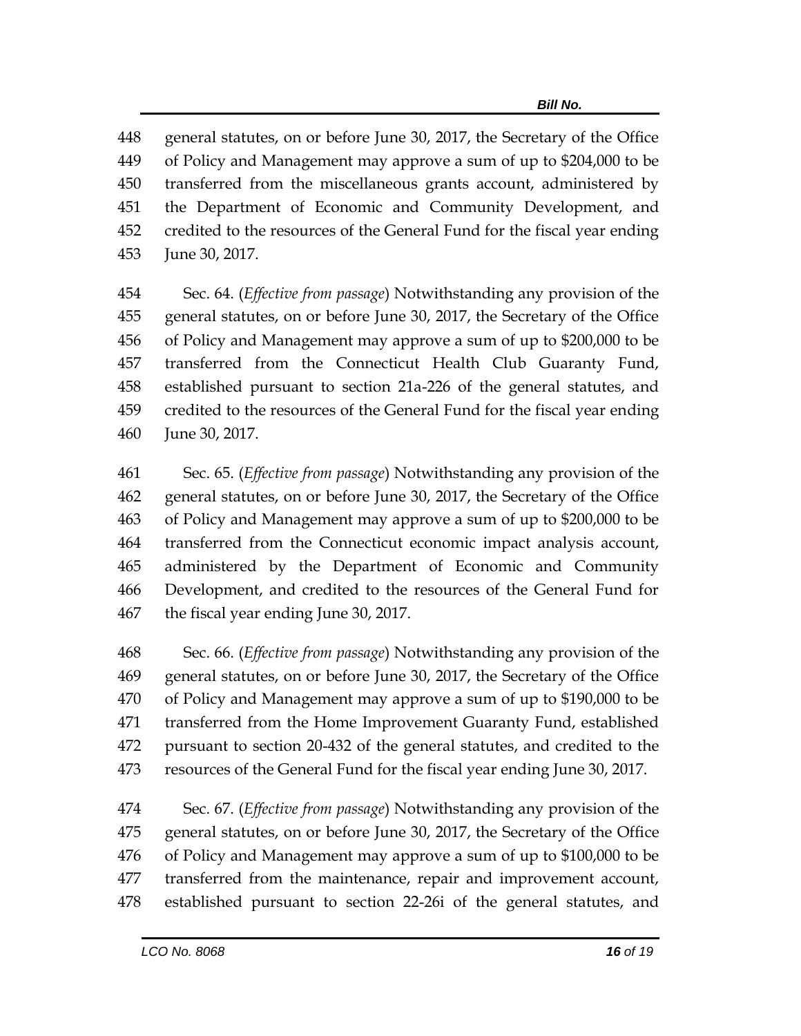general statutes, on or before June 30, 2017, the Secretary of the Office of Policy and Management may approve a sum of up to $204,000 to be transferred from the miscellaneous grants account, administered by the Department of Economic and Community Development, and credited to the resources of the General Fund for the fiscal year ending June 30, 2017.

Sec. 64. (*Effective from passage*) Notwithstanding any provision of the general statutes, on or before June 30, 2017, the Secretary of the Office of Policy and Management may approve a sum of up to $200,000 to be transferred from the Connecticut Health Club Guaranty Fund, established pursuant to section 21a-226 of the general statutes, and credited to the resources of the General Fund for the fiscal year ending June 30, 2017.

Sec. 65. (*Effective from passage*) Notwithstanding any provision of the general statutes, on or before June 30, 2017, the Secretary of the Office of Policy and Management may approve a sum of up to $200,000 to be transferred from the Connecticut economic impact analysis account, administered by the Department of Economic and Community Development, and credited to the resources of the General Fund for the fiscal year ending June 30, 2017.

Sec. 66. (*Effective from passage*) Notwithstanding any provision of the general statutes, on or before June 30, 2017, the Secretary of the Office of Policy and Management may approve a sum of up to $190,000 to be transferred from the Home Improvement Guaranty Fund, established pursuant to section 20-432 of the general statutes, and credited to the resources of the General Fund for the fiscal year ending June 30, 2017.

Sec. 67. (*Effective from passage*) Notwithstanding any provision of the general statutes, on or before June 30, 2017, the Secretary of the Office of Policy and Management may approve a sum of up to $100,000 to be transferred from the maintenance, repair and improvement account, established pursuant to section 22-26i of the general statutes, and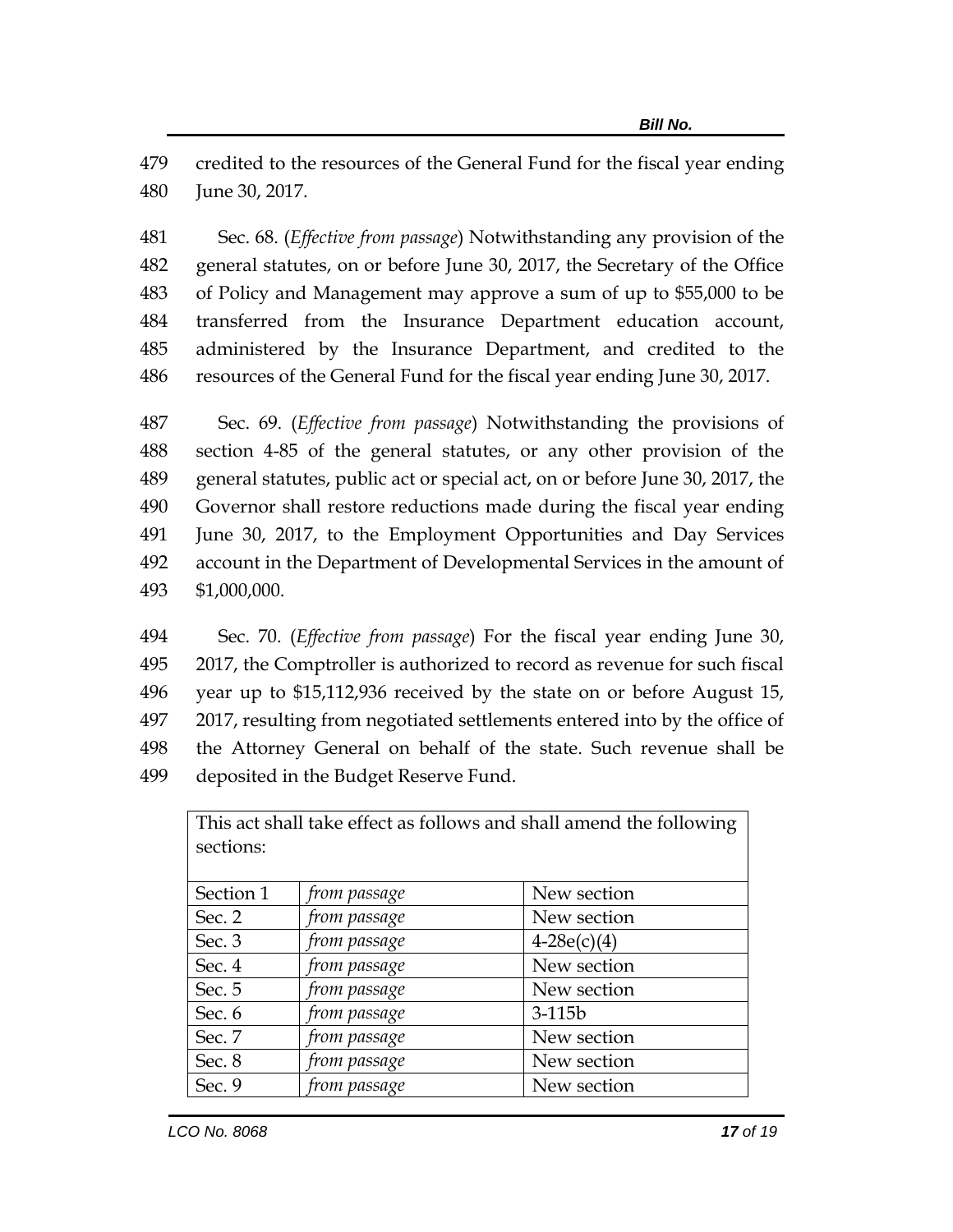credited to the resources of the General Fund for the fiscal year ending June 30, 2017.

Sec. 68. (*Effective from passage*) Notwithstanding any provision of the general statutes, on or before June 30, 2017, the Secretary of the Office of Policy and Management may approve a sum of up to $55,000 to be transferred from the Insurance Department education account, administered by the Insurance Department, and credited to the resources of the General Fund for the fiscal year ending June 30, 2017.

Sec. 69. (*Effective from passage*) Notwithstanding the provisions of section 4-85 of the general statutes, or any other provision of the general statutes, public act or special act, on or before June 30, 2017, the Governor shall restore reductions made during the fiscal year ending June 30, 2017, to the Employment Opportunities and Day Services account in the Department of Developmental Services in the amount of $1,000,000.

Sec. 70. (*Effective from passage*) For the fiscal year ending June 30, 2017, the Comptroller is authorized to record as revenue for such fiscal year up to $15,112,936 received by the state on or before August 15, 2017, resulting from negotiated settlements entered into by the office of the Attorney General on behalf of the state. Such revenue shall be deposited in the Budget Reserve Fund.

| This act shall take effect as follows and shall amend the following sections: | | |
|---|---|---|
| Section 1 | *from passage* | New section |
| Sec. 2 | *from passage* | New section |
| Sec. 3 | *from passage* | 4-28e(c)(4) |
| Sec. 4 | *from passage* | New section |
| Sec. 5 | *from passage* | New section |
| Sec. 6 | *from passage* | 3-115b |
| Sec. 7 | *from passage* | New section |
| Sec. 8 | *from passage* | New section |
| Sec. 9 | *from passage* | New section |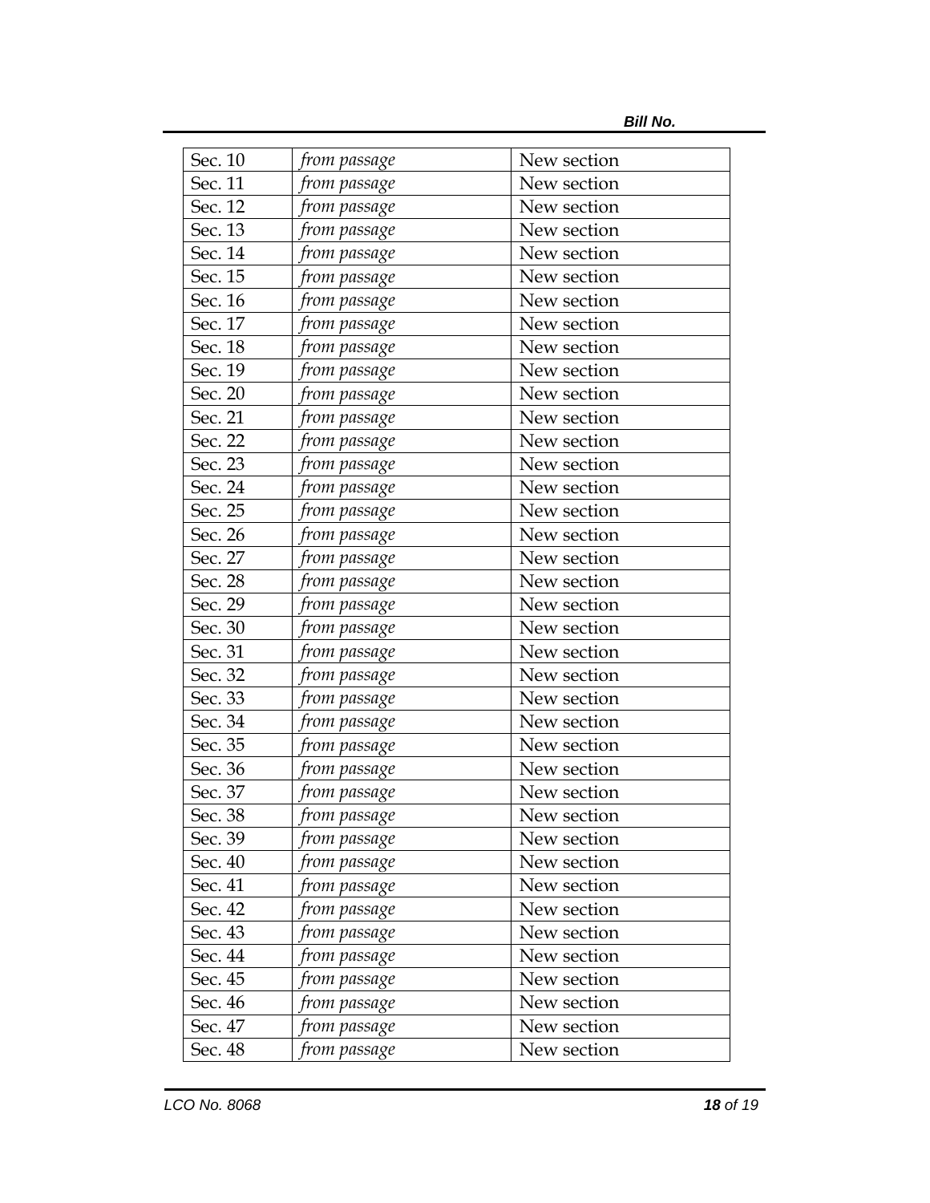| | | |
|---|---|---|
| Sec. 10 | *from passage* | New section |
| Sec. 11 | *from passage* | New section |
| Sec. 12 | *from passage* | New section |
| Sec. 13 | *from passage* | New section |
| Sec. 14 | *from passage* | New section |
| Sec. 15 | *from passage* | New section |
| Sec. 16 | *from passage* | New section |
| Sec. 17 | *from passage* | New section |
| Sec. 18 | *from passage* | New section |
| Sec. 19 | *from passage* | New section |
| Sec. 20 | *from passage* | New section |
| Sec. 21 | *from passage* | New section |
| Sec. 22 | *from passage* | New section |
| Sec. 23 | *from passage* | New section |
| Sec. 24 | *from passage* | New section |
| Sec. 25 | *from passage* | New section |
| Sec. 26 | *from passage* | New section |
| Sec. 27 | *from passage* | New section |
| Sec. 28 | *from passage* | New section |
| Sec. 29 | *from passage* | New section |
| Sec. 30 | *from passage* | New section |
| Sec. 31 | *from passage* | New section |
| Sec. 32 | *from passage* | New section |
| Sec. 33 | *from passage* | New section |
| Sec. 34 | *from passage* | New section |
| Sec. 35 | *from passage* | New section |
| Sec. 36 | *from passage* | New section |
| Sec. 37 | *from passage* | New section |
| Sec. 38 | *from passage* | New section |
| Sec. 39 | *from passage* | New section |
| Sec. 40 | *from passage* | New section |
| Sec. 41 | *from passage* | New section |
| Sec. 42 | *from passage* | New section |
| Sec. 43 | *from passage* | New section |
| Sec. 44 | *from passage* | New section |
| Sec. 45 | *from passage* | New section |
| Sec. 46 | *from passage* | New section |
| Sec. 47 | *from passage* | New section |
| Sec. 48 | *from passage* | New section |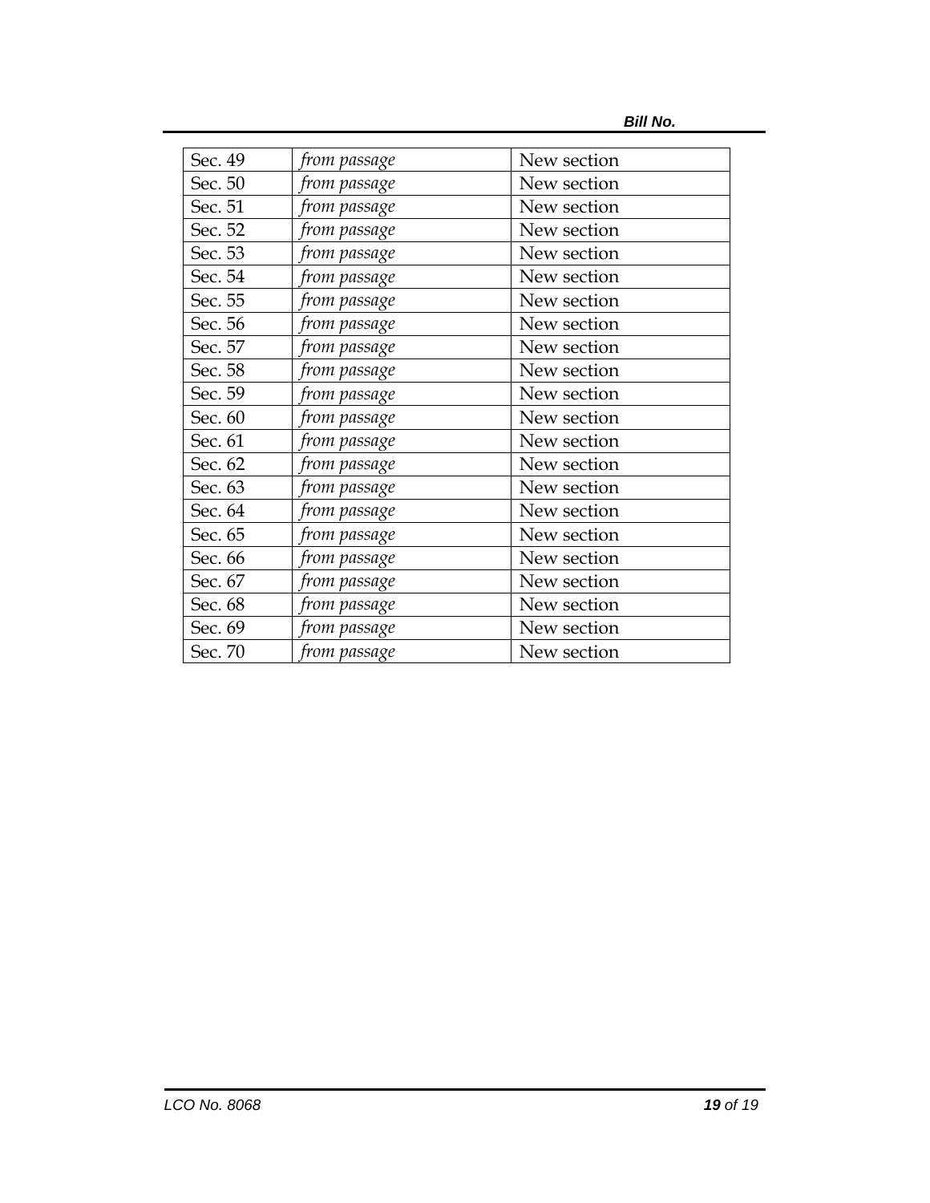| | | |
|---|---|---|
| Sec. 49 | *from passage* | New section |
| Sec. 50 | *from passage* | New section |
| Sec. 51 | *from passage* | New section |
| Sec. 52 | *from passage* | New section |
| Sec. 53 | *from passage* | New section |
| Sec. 54 | *from passage* | New section |
| Sec. 55 | *from passage* | New section |
| Sec. 56 | *from passage* | New section |
| Sec. 57 | *from passage* | New section |
| Sec. 58 | *from passage* | New section |
| Sec. 59 | *from passage* | New section |
| Sec. 60 | *from passage* | New section |
| Sec. 61 | *from passage* | New section |
| Sec. 62 | *from passage* | New section |
| Sec. 63 | *from passage* | New section |
| Sec. 64 | *from passage* | New section |
| Sec. 65 | *from passage* | New section |
| Sec. 66 | *from passage* | New section |
| Sec. 67 | *from passage* | New section |
| Sec. 68 | *from passage* | New section |
| Sec. 69 | *from passage* | New section |
| Sec. 70 | *from passage* | New section |